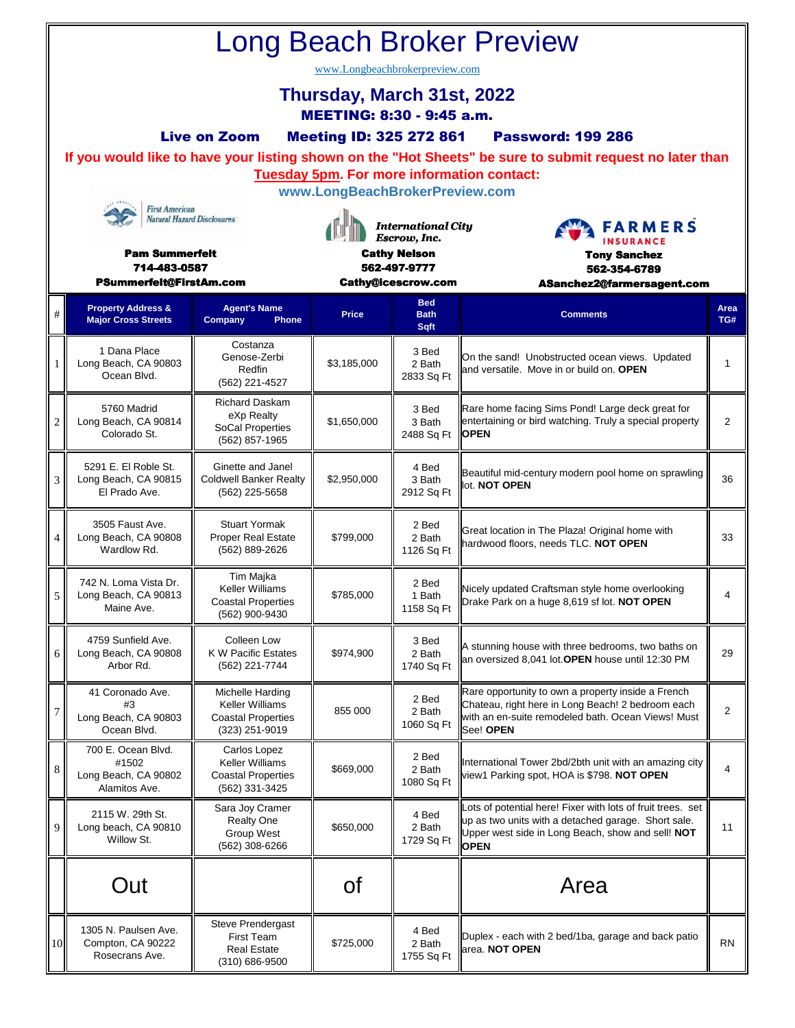# Long Beach Broker Preview

www.Longbeachbrokerpreview.com

## Thursday, March 31st, 2022

**MEETING: 8:30 - 9:45 a.m.**

**Live on Zoom    Meeting ID: 325 272 861    Password: 199 286**

**If you would like to have your listing shown on the "Hot Sheets" be sure to submit request no later than Tuesday 5pm. For more information contact:**

**www.LongBeachBrokerPreview.com**

First American Natural Hazard Disclosures
**Pam Summerfelt**
**714-483-0587**
**PSummerfelt@FirstAm.com**

International City Escrow, Inc.
**Cathy Nelson**
**562-497-9777**
**Cathy@icescrow.com**

FARMERS INSURANCE
**Tony Sanchez**
**562-354-6789**
**ASanchez2@farmersagent.com**

| # | Property Address & Major Cross Streets | Agent's Name Company Phone | Price | Bed Bath Sqft | Comments | Area TG# |
|---|---|---|---|---|---|---|
| 1 | 1 Dana Place Long Beach, CA 90803 Ocean Blvd. | Costanza Genose-Zerbi Redfin (562) 221-4527 | $3,185,000 | 3 Bed 2 Bath 2833 Sq Ft | On the sand! Unobstructed ocean views. Updated and versatile. Move in or build on. **OPEN** | 1 |
| 2 | 5760 Madrid Long Beach, CA 90814 Colorado St. | Richard Daskam eXp Realty SoCal Properties (562) 857-1965 | $1,650,000 | 3 Bed 3 Bath 2488 Sq Ft | Rare home facing Sims Pond! Large deck great for entertaining or bird watching. Truly a special property **OPEN** | 2 |
| 3 | 5291 E. El Roble St. Long Beach, CA 90815 El Prado Ave. | Ginette and Janel Coldwell Banker Realty (562) 225-5658 | $2,950,000 | 4 Bed 3 Bath 2912 Sq Ft | Beautiful mid-century modern pool home on sprawling lot. **NOT OPEN** | 36 |
| 4 | 3505 Faust Ave. Long Beach, CA 90808 Wardlow Rd. | Stuart Yormak Proper Real Estate (562) 889-2626 | $799,000 | 2 Bed 2 Bath 1126 Sq Ft | Great location in The Plaza! Original home with hardwood floors, needs TLC. **NOT OPEN** | 33 |
| 5 | 742 N. Loma Vista Dr. Long Beach, CA 90813 Maine Ave. | Tim Majka Keller Williams Coastal Properties (562) 900-9430 | $785,000 | 2 Bed 1 Bath 1158 Sq Ft | Nicely updated Craftsman style home overlooking Drake Park on a huge 8,619 sf lot. **NOT OPEN** | 4 |
| 6 | 4759 Sunfield Ave. Long Beach, CA 90808 Arbor Rd. | Colleen Low K W Pacific Estates (562) 221-7744 | $974,900 | 3 Bed 2 Bath 1740 Sq Ft | A stunning house with three bedrooms, two baths on an oversized 8,041 lot.**OPEN** house until 12:30 PM | 29 |
| 7 | 41 Coronado Ave. #3 Long Beach, CA 90803 Ocean Blvd. | Michelle Harding Keller Williams Coastal Properties (323) 251-9019 | 855 000 | 2 Bed 2 Bath 1060 Sq Ft | Rare opportunity to own a property inside a French Chateau, right here in Long Beach! 2 bedroom each with an en-suite remodeled bath. Ocean Views! Must See! **OPEN** | 2 |
| 8 | 700 E. Ocean Blvd. #1502 Long Beach, CA 90802 Alamitos Ave. | Carlos Lopez Keller Williams Coastal Properties (562) 331-3425 | $669,000 | 2 Bed 2 Bath 1080 Sq Ft | International Tower 2bd/2bth unit with an amazing city view1 Parking spot, HOA is $798. **NOT OPEN** | 4 |
| 9 | 2115 W. 29th St. Long beach, CA 90810 Willow St. | Sara Joy Cramer Realty One Group West (562) 308-6266 | $650,000 | 4 Bed 2 Bath 1729 Sq Ft | Lots of potential here! Fixer with lots of fruit trees. set up as two units with a detached garage. Short sale. Upper west side in Long Beach, show and sell! **NOT OPEN** | 11 |
| | Out | | of | | Area | |
| 10 | 1305 N. Paulsen Ave. Compton, CA 90222 Rosecrans Ave. | Steve Prendergast First Team Real Estate (310) 686-9500 | $725,000 | 4 Bed 2 Bath 1755 Sq Ft | Duplex - each with 2 bed/1ba, garage and back patio area. **NOT OPEN** | RN |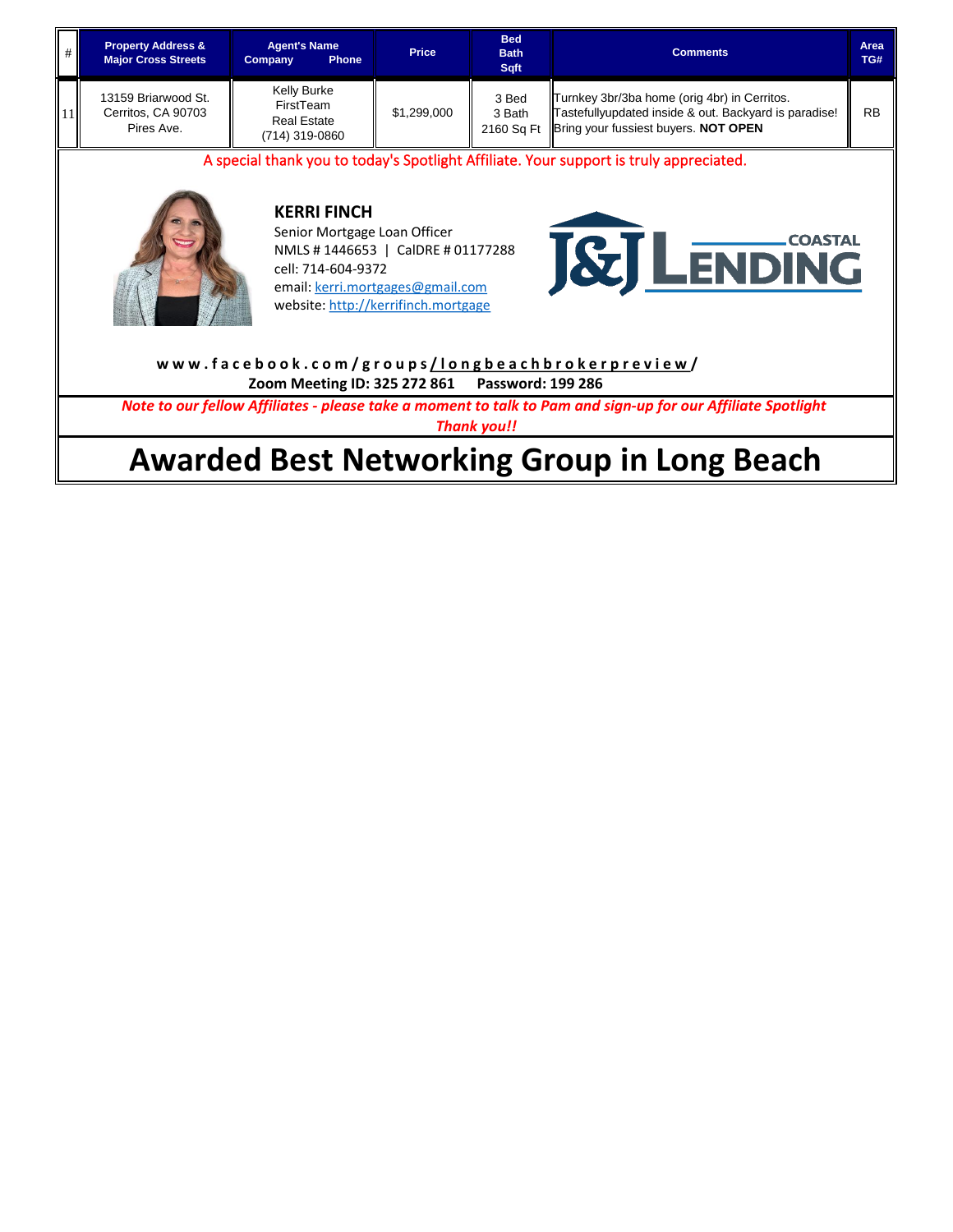| # | Property Address & Major Cross Streets | Agent's Name Company Phone | Price | Bed Bath Sqft | Comments | Area TG# |
|---|---|---|---|---|---|---|
| 11 | 13159 Briarwood St. Cerritos, CA 90703 Pires Ave. | Kelly Burke FirstTeam Real Estate (714) 319-0860 | $1,299,000 | 3 Bed 3 Bath 2160 Sq Ft | Turnkey 3br/3ba home (orig 4br) in Cerritos. Tastefullyupdated inside & out. Backyard is paradise! Bring your fussiest buyers. **NOT OPEN** | RB |

A special thank you to today's Spotlight Affiliate. Your support is truly appreciated.

**KERRI FINCH**
Senior Mortgage Loan Officer
NMLS # 1446653 | CalDRE # 01177288
cell: 714-604-9372
email: kerri.mortgages@gmail.com
website: http://kerrifinch.mortgage

J&J LENDING COASTAL

**www.facebook.com/groups/longbeachbrokerpreview/**
**Zoom Meeting ID: 325 272 861 Password: 199 286**

***Note to our fellow Affiliates - please take a moment to talk to Pam and sign-up for our Affiliate Spotlight Thank you!!***

# Awarded Best Networking Group in Long Beach